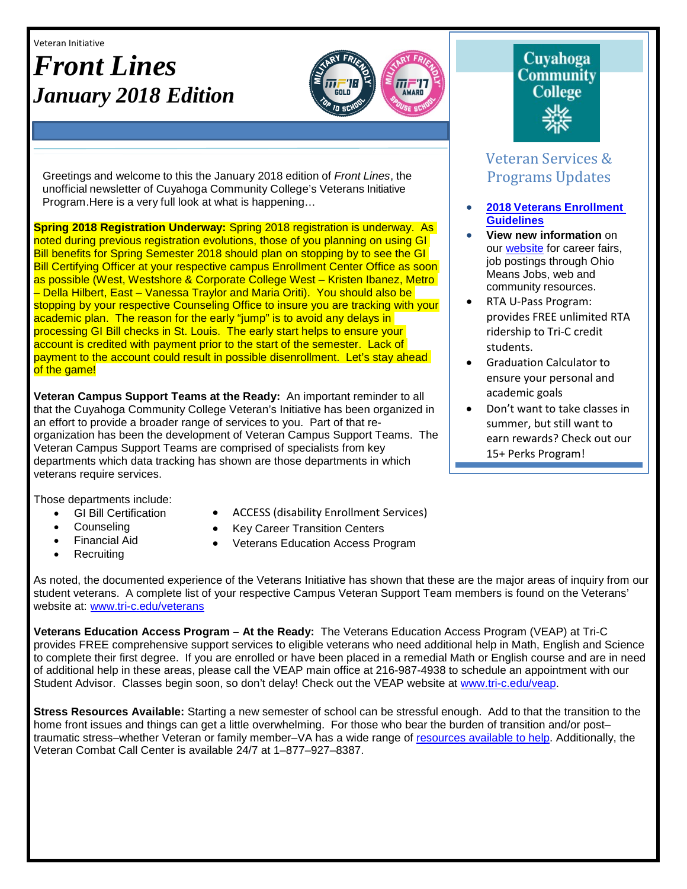Veteran Initiative

# Front Lines

## *January 2018 Edition*

Greetings and welcome to this the January 2018 edition of *Front Lines*, the unofficial newsletter of Cuyahoga Community College's Veterans Initiative Program.Here is a very full look at what is happening…

**Spring 2018 Registration Underway:** Spring 2018 registration is underway. As noted during previous registration evolutions, those of you planning on using GI Bill benefits for Spring Semester 2018 should plan on stopping by to see the GI Bill Certifying Officer at your respective campus Enrollment Center Office as soon as possible (West, Westshore & Corporate College West – Kristen Ibanez, Metro – Della Hilbert, East – Vanessa Traylor and Maria Oriti). You should also be stopping by your respective Counseling Office to insure you are tracking with your academic plan. The reason for the early "jump" is to avoid any delays in processing GI Bill checks in St. Louis. The early start helps to ensure your account is credited with payment prior to the start of the semester. Lack of payment to the account could result in possible disenrollment. Let's stay ahead of the game!

**Veteran Campus Support Teams at the Ready:** An important reminder to all that the Cuyahoga Community College Veteran's Initiative has been organized in an effort to provide a broader range of services to you. Part of that re-organization has been the development of Veteran Campus Support Teams. The Veteran Campus Support Teams are comprised of specialists from key departments which data tracking has shown are those departments in which veterans require services.

Those departments include:

- GI Bill Certification
- Counseling
- Financial Aid
- Recruiting
- ACCESS (disability Enrollment Services)
- Key Career Transition Centers
- Veterans Education Access Program

As noted, the documented experience of the Veterans Initiative has shown that these are the major areas of inquiry from our student veterans. A complete list of your respective Campus Veteran Support Team members is found on the Veterans' website at: www.tri-c.edu/veterans

**Veterans Education Access Program – At the Ready:** The Veterans Education Access Program (VEAP) at Tri-C provides FREE comprehensive support services to eligible veterans who need additional help in Math, English and Science to complete their first degree. If you are enrolled or have been placed in a remedial Math or English course and are in need of additional help in these areas, please call the VEAP main office at 216-987-4938 to schedule an appointment with our Student Advisor. Classes begin soon, so don't delay! Check out the VEAP website at www.tri-c.edu/veap.

**Stress Resources Available:** Starting a new semester of school can be stressful enough. Add to that the transition to the home front issues and things can get a little overwhelming. For those who bear the burden of transition and/or post–traumatic stress–whether Veteran or family member–VA has a wide range of resources available to help. Additionally, the Veteran Combat Call Center is available 24/7 at 1–877–927–8387.

---

Cuyahoga Community College

## Veteran Services & Programs Updates

- **2018 Veterans Enrollment Guidelines**
- **View new information** on our website for career fairs, job postings through Ohio Means Jobs, web and community resources.
- RTA U-Pass Program: provides FREE unlimited RTA ridership to Tri-C credit students.
- Graduation Calculator to ensure your personal and academic goals
- Don't want to take classes in summer, but still want to earn rewards? Check out our 15+ Perks Program!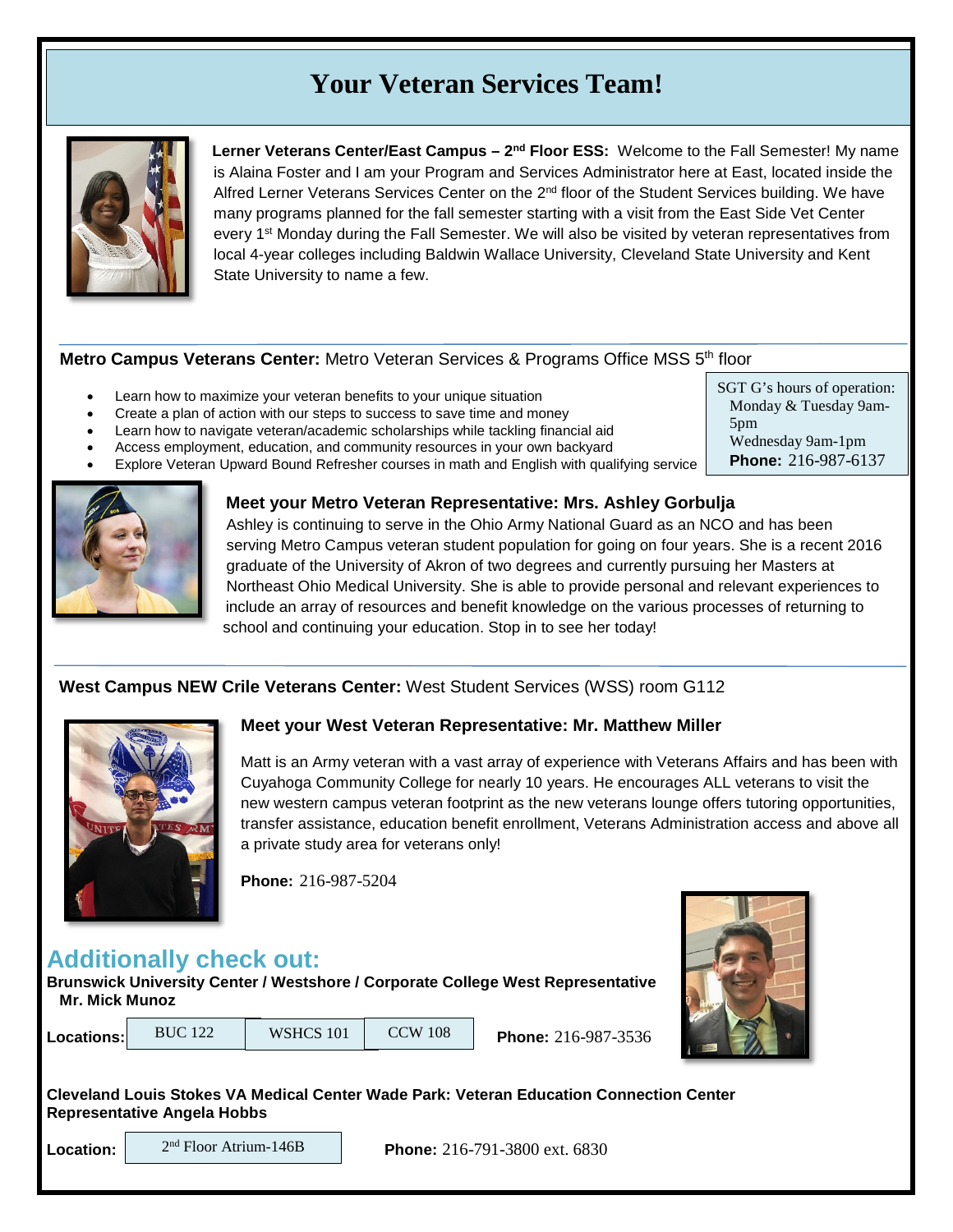# Your Veteran Services Team!

**Lerner Veterans Center/East Campus – 2nd Floor ESS:** Welcome to the Fall Semester! My name is Alaina Foster and I am your Program and Services Administrator here at East, located inside the Alfred Lerner Veterans Services Center on the 2nd floor of the Student Services building. We have many programs planned for the fall semester starting with a visit from the East Side Vet Center every 1st Monday during the Fall Semester. We will also be visited by veteran representatives from local 4-year colleges including Baldwin Wallace University, Cleveland State University and Kent State University to name a few.

---

**Metro Campus Veterans Center:** Metro Veteran Services & Programs Office MSS 5th floor

- Learn how to maximize your veteran benefits to your unique situation
- Create a plan of action with our steps to success to save time and money
- Learn how to navigate veteran/academic scholarships while tackling financial aid
- Access employment, education, and community resources in your own backyard
- Explore Veteran Upward Bound Refresher courses in math and English with qualifying service

SGT G's hours of operation:
Monday & Tuesday 9am-5pm
Wednesday 9am-1pm
**Phone:** 216-987-6137

### Meet your Metro Veteran Representative: Mrs. Ashley Gorbulja

Ashley is continuing to serve in the Ohio Army National Guard as an NCO and has been serving Metro Campus veteran student population for going on four years. She is a recent 2016 graduate of the University of Akron of two degrees and currently pursuing her Masters at Northeast Ohio Medical University. She is able to provide personal and relevant experiences to include an array of resources and benefit knowledge on the various processes of returning to school and continuing your education. Stop in to see her today!

---

**West Campus NEW Crile Veterans Center:** West Student Services (WSS) room G112

### Meet your West Veteran Representative: Mr. Matthew Miller

Matt is an Army veteran with a vast array of experience with Veterans Affairs and has been with Cuyahoga Community College for nearly 10 years. He encourages ALL veterans to visit the new western campus veteran footprint as the new veterans lounge offers tutoring opportunities, transfer assistance, education benefit enrollment, Veterans Administration access and above all a private study area for veterans only!

**Phone:** 216-987-5204

## Additionally check out:

**Brunswick University Center / Westshore / Corporate College West Representative Mr. Mick Munoz**

**Locations:** BUC 122 | WSHCS 101 | CCW 108

**Phone:** 216-987-3536

**Cleveland Louis Stokes VA Medical Center Wade Park: Veteran Education Connection Center Representative Angela Hobbs**

**Location:** 2nd Floor Atrium-146B

**Phone:** 216-791-3800 ext. 6830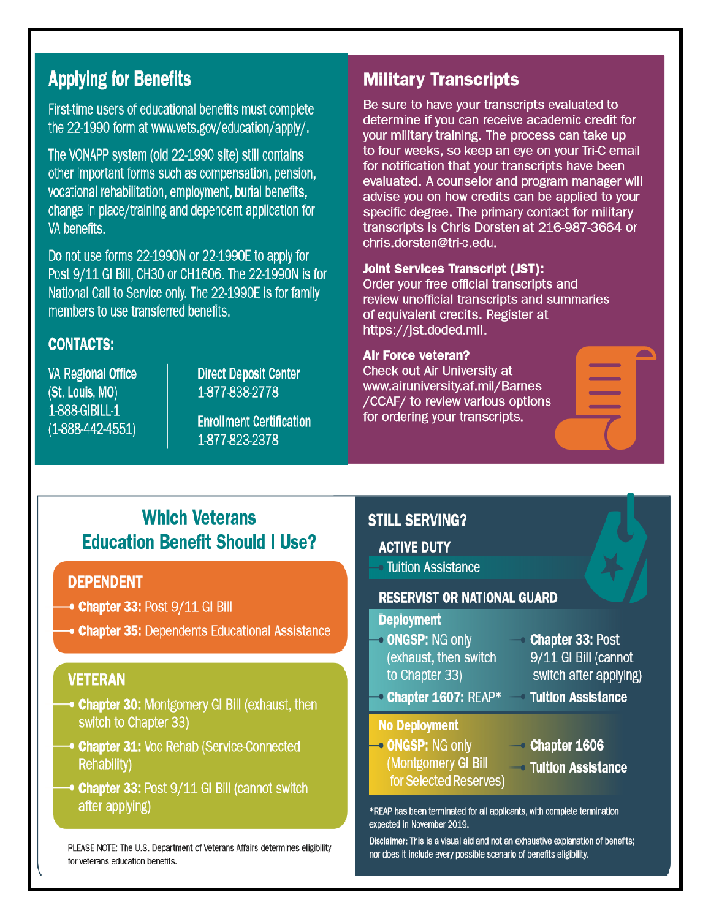## Applying for Benefits

First-time users of educational benefits must complete the 22-1990 form at www.vets.gov/education/apply/.

The VONAPP system (old 22-1990 site) still contains other important forms such as compensation, pension, vocational rehabilitation, employment, burial benefits, change in place/training and dependent application for VA benefits.

Do not use forms 22-1990N or 22-1990E to apply for Post 9/11 GI Bill, CH30 or CH1606. The 22-1990N is for National Call to Service only. The 22-1990E is for family members to use transferred benefits.

### CONTACTS:

**VA Regional Office**
(St. Louis, MO)
1-888-GIBILL-1
(1-888-442-4551)

**Direct Deposit Center**
1-877-838-2778

**Enrollment Certification**
1-877-823-2378

## Military Transcripts

Be sure to have your transcripts evaluated to determine if you can receive academic credit for your military training. The process can take up to four weeks, so keep an eye on your Tri-C email for notification that your transcripts have been evaluated. A counselor and program manager will advise you on how credits can be applied to your specific degree. The primary contact for military transcripts is Chris Dorsten at 216-987-3664 or chris.dorsten@tri-c.edu.

**Joint Services Transcript (JST):**
Order your free official transcripts and review unofficial transcripts and summaries of equivalent credits. Register at https://jst.doded.mil.

**Air Force veteran?**
Check out Air University at www.airuniversity.af.mil/Barnes/CCAF/ to review various options for ordering your transcripts.

## Which Veterans Education Benefit Should I Use?

### DEPENDENT

- **Chapter 33:** Post 9/11 GI Bill
- **Chapter 35:** Dependents Educational Assistance

### VETERAN

- **Chapter 30:** Montgomery GI Bill (exhaust, then switch to Chapter 33)
- **Chapter 31:** Voc Rehab (Service-Connected Rehability)
- **Chapter 33:** Post 9/11 GI Bill (cannot switch after applying)

PLEASE NOTE: The U.S. Department of Veterans Affairs determines eligibility for veterans education benefits.

### STILL SERVING?

#### ACTIVE DUTY

- Tuition Assistance

#### RESERVIST OR NATIONAL GUARD

**Deployment**

- **ONGSP:** NG only (exhaust, then switch to Chapter 33)
- **Chapter 1607:** REAP*
- **Chapter 33:** Post 9/11 GI Bill (cannot switch after applying)
- **Tuition Assistance**

**No Deployment**

- **ONGSP:** NG only (Montgomery GI Bill for Selected Reserves)
- **Chapter 1606**
- **Tuition Assistance**

*REAP has been terminated for all applicants, with complete termination expected in November 2019.

**Disclaimer:** This is a visual aid and not an exhaustive explanation of benefits; nor does it include every possible scenario of benefits eligibility.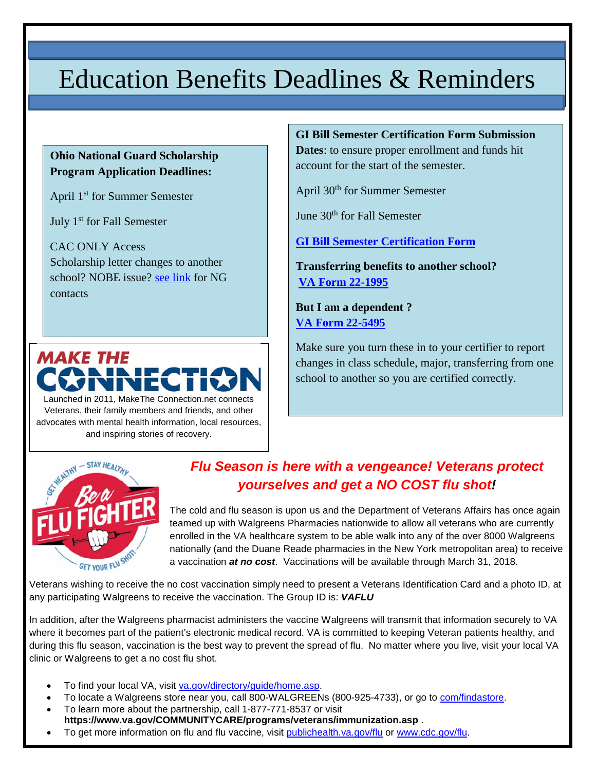# Education Benefits Deadlines & Reminders

**Ohio National Guard Scholarship Program Application Deadlines:**

April 1st for Summer Semester

July 1st for Fall Semester

CAC ONLY Access
Scholarship letter changes to another school? NOBE issue? see link for NG contacts

**GI Bill Semester Certification Form Submission Dates**: to ensure proper enrollment and funds hit account for the start of the semester.

April 30th for Summer Semester

June 30th for Fall Semester

**GI Bill Semester Certification Form**

**Transferring benefits to another school?**
**VA Form 22-1995**

**But I am a dependent ?**
**VA Form 22-5495**

Make sure you turn these in to your certifier to report changes in class schedule, major, transferring from one school to another so you are certified correctly.

MAKE THE CONNECTION

Launched in 2011, MakeThe Connection.net connects Veterans, their family members and friends, and other advocates with mental health information, local resources, and inspiring stories of recovery.

GET HEALTHY – STAY HEALTHY
Be a FLU FIGHTER
GET YOUR FLU SHOT!

## *Flu Season is here with a vengeance! Veterans protect yourselves and get a NO COST flu shot!*

The cold and flu season is upon us and the Department of Veterans Affairs has once again teamed up with Walgreens Pharmacies nationwide to allow all veterans who are currently enrolled in the VA healthcare system to be able walk into any of the over 8000 Walgreens nationally (and the Duane Reade pharmacies in the New York metropolitan area) to receive a vaccination ***at no cost***. Vaccinations will be available through March 31, 2018.

Veterans wishing to receive the no cost vaccination simply need to present a Veterans Identification Card and a photo ID, at any participating Walgreens to receive the vaccination. The Group ID is: ***VAFLU***

In addition, after the Walgreens pharmacist administers the vaccine Walgreens will transmit that information securely to VA where it becomes part of the patient's electronic medical record. VA is committed to keeping Veteran patients healthy, and during this flu season, vaccination is the best way to prevent the spread of flu. No matter where you live, visit your local VA clinic or Walgreens to get a no cost flu shot.

- To find your local VA, visit va.gov/directory/guide/home.asp.
- To locate a Walgreens store near you, call 800-WALGREENs (800-925-4733), or go to com/findastore.
- To learn more about the partnership, call 1-877-771-8537 or visit **https://www.va.gov/COMMUNITYCARE/programs/veterans/immunization.asp** .
- To get more information on flu and flu vaccine, visit publichealth.va.gov/flu or www.cdc.gov/flu.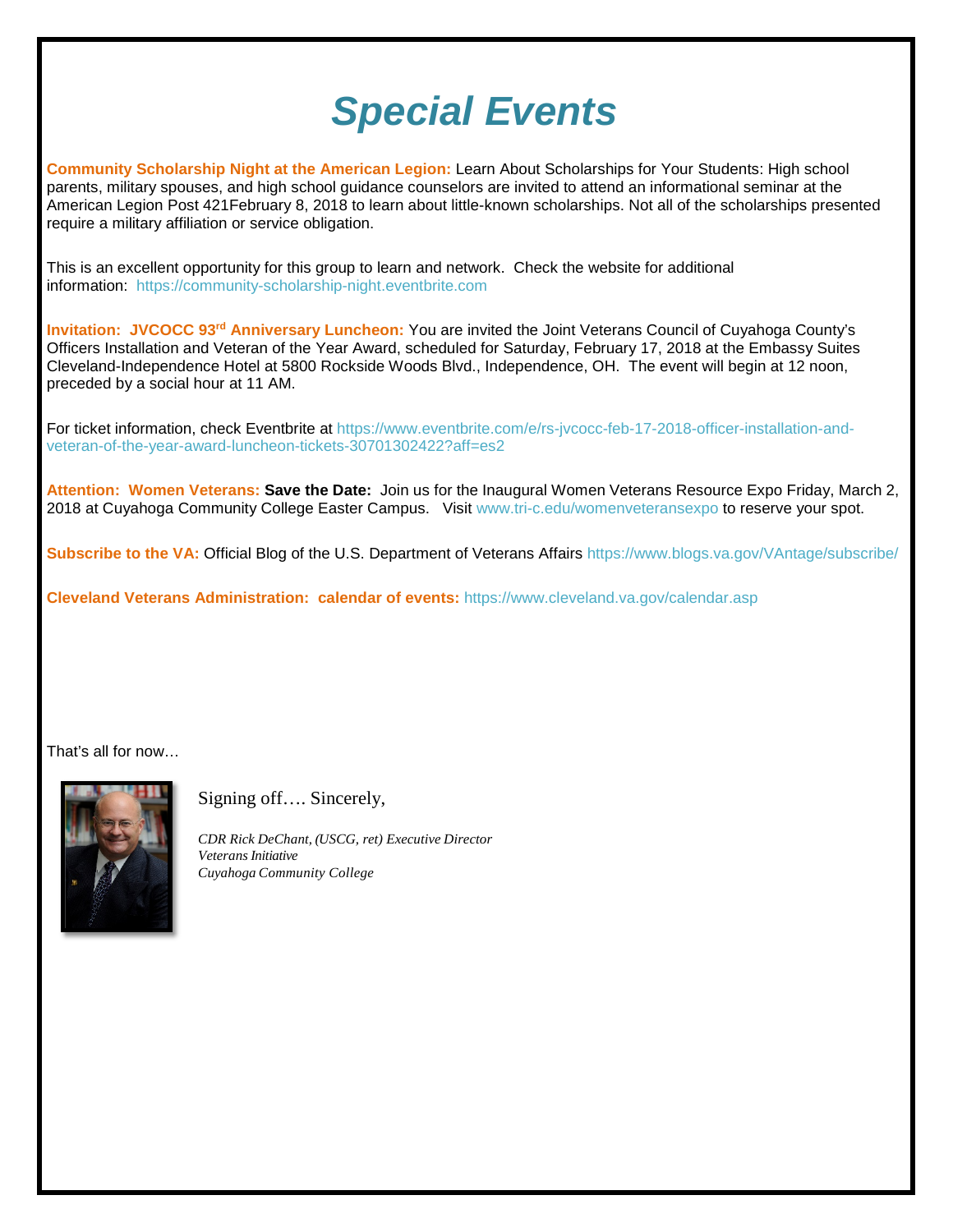# *Special Events*

**Community Scholarship Night at the American Legion:** Learn About Scholarships for Your Students: High school parents, military spouses, and high school guidance counselors are invited to attend an informational seminar at the American Legion Post 421February 8, 2018 to learn about little-known scholarships. Not all of the scholarships presented require a military affiliation or service obligation.

This is an excellent opportunity for this group to learn and network. Check the website for additional information: https://community-scholarship-night.eventbrite.com

**Invitation: JVCOCC 93rd Anniversary Luncheon:** You are invited the Joint Veterans Council of Cuyahoga County's Officers Installation and Veteran of the Year Award, scheduled for Saturday, February 17, 2018 at the Embassy Suites Cleveland-Independence Hotel at 5800 Rockside Woods Blvd., Independence, OH. The event will begin at 12 noon, preceded by a social hour at 11 AM.

For ticket information, check Eventbrite at https://www.eventbrite.com/e/rs-jvcocc-feb-17-2018-officer-installation-and-veteran-of-the-year-award-luncheon-tickets-30701302422?aff=es2

**Attention: Women Veterans: Save the Date:** Join us for the Inaugural Women Veterans Resource Expo Friday, March 2, 2018 at Cuyahoga Community College Easter Campus. Visit www.tri-c.edu/womenveteransexpo to reserve your spot.

**Subscribe to the VA:** Official Blog of the U.S. Department of Veterans Affairs https://www.blogs.va.gov/VAntage/subscribe/

**Cleveland Veterans Administration: calendar of events:** https://www.cleveland.va.gov/calendar.asp

That's all for now…

Signing off…. Sincerely,

*CDR Rick DeChant, (USCG, ret) Executive Director*
*Veterans Initiative*
*Cuyahoga Community College*